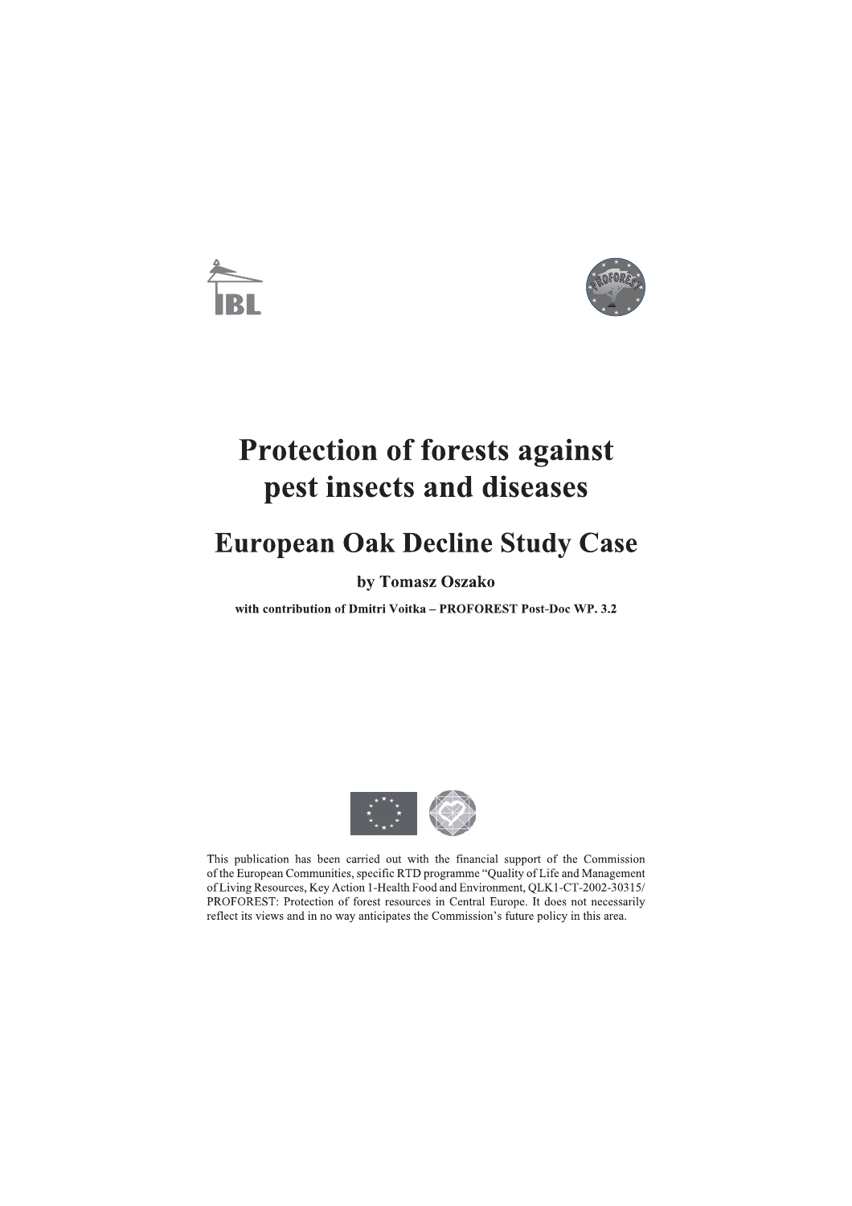# Protection of forests against pest insects and diseases

## European Oak Decline Study Case

**by Tomasz Oszako**

**with contribution of Dmitri Voitka – PROFOREST Post-Doc WP. 3.2**

This publication has been carried out with the financial support of the Commission of the European Communities, specific RTD programme "Quality of Life and Management of Living Resources, Key Action 1-Health Food and Environment, QLK1-CT-2002-30315/ PROFOREST: Protection of forest resources in Central Europe. It does not necessarily reflect its views and in no way anticipates the Commission's future policy in this area.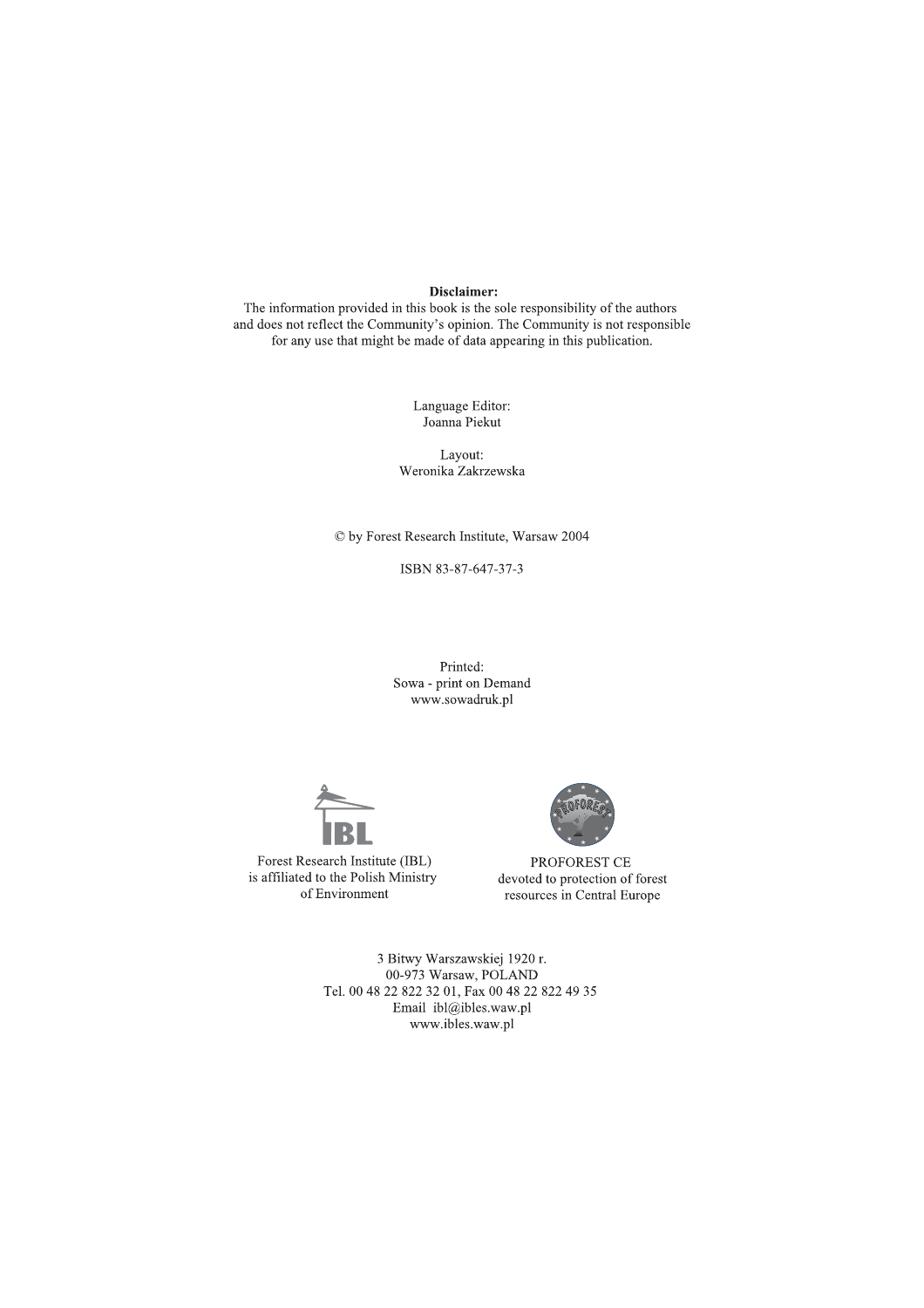**Disclaimer:**
The information provided in this book is the sole responsibility of the authors and does not reflect the Community's opinion. The Community is not responsible for any use that might be made of data appearing in this publication.

Language Editor:
Joanna Piekut

Layout:
Weronika Zakrzewska

© by Forest Research Institute, Warsaw 2004

ISBN 83-87-647-37-3

Printed:
Sowa - print on Demand
www.sowadruk.pl

Forest Research Institute (IBL) is affiliated to the Polish Ministry of Environment

PROFOREST CE devoted to protection of forest resources in Central Europe

3 Bitwy Warszawskiej 1920 r.
00-973 Warsaw, POLAND
Tel. 00 48 22 822 32 01, Fax 00 48 22 822 49 35
Email ibl@ibles.waw.pl
www.ibles.waw.pl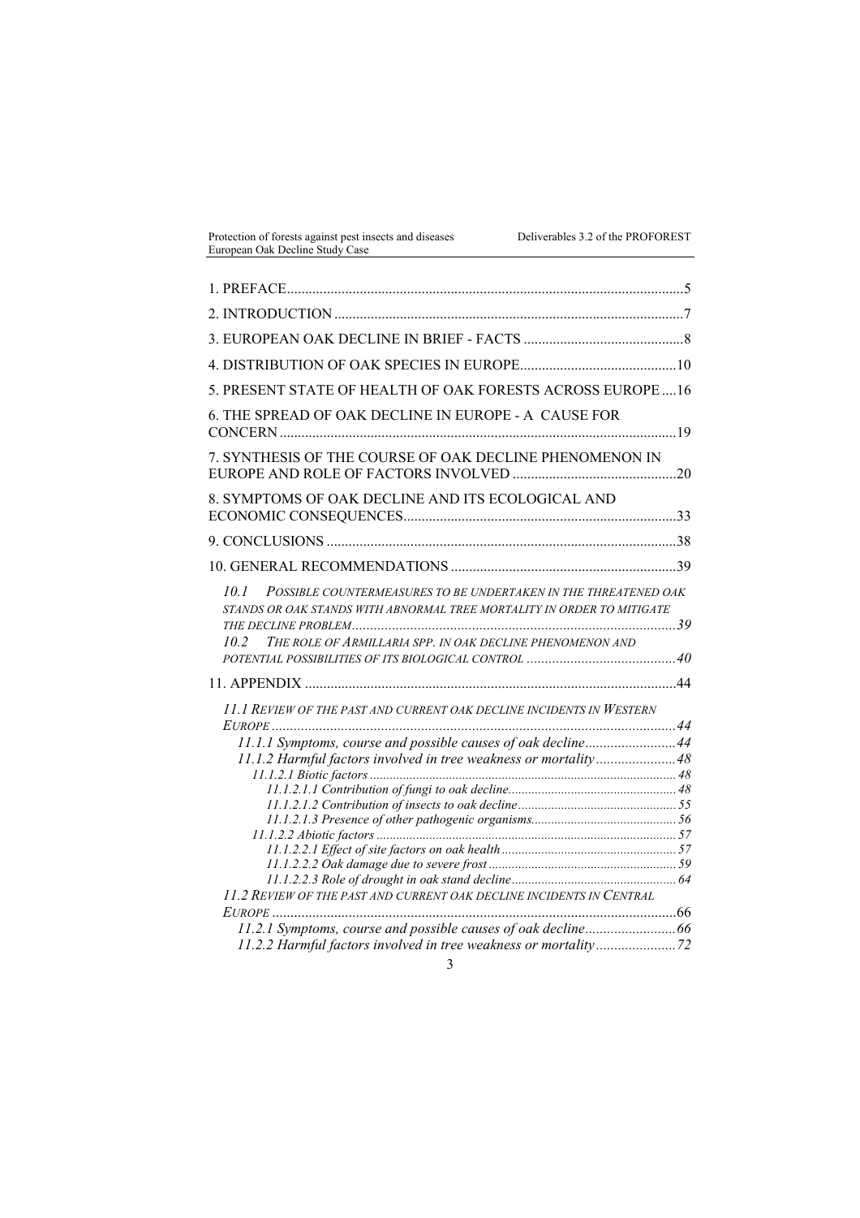1. PREFACE ..... 5

2. INTRODUCTION ..... 7

3. EUROPEAN OAK DECLINE IN BRIEF - FACTS ..... 8

4. DISTRIBUTION OF OAK SPECIES IN EUROPE ..... 10

5. PRESENT STATE OF HEALTH OF OAK FORESTS ACROSS EUROPE ..... 16

6. THE SPREAD OF OAK DECLINE IN EUROPE - A CAUSE FOR CONCERN ..... 19

7. SYNTHESIS OF THE COURSE OF OAK DECLINE PHENOMENON IN EUROPE AND ROLE OF FACTORS INVOLVED ..... 20

8. SYMPTOMS OF OAK DECLINE AND ITS ECOLOGICAL AND ECONOMIC CONSEQUENCES ..... 33

9. CONCLUSIONS ..... 38

10. GENERAL RECOMMENDATIONS ..... 39

*10.1 POSSIBLE COUNTERMEASURES TO BE UNDERTAKEN IN THE THREATENED OAK STANDS OR OAK STANDS WITH ABNORMAL TREE MORTALITY IN ORDER TO MITIGATE THE DECLINE PROBLEM ..... 39*

*10.2 THE ROLE OF ARMILLARIA SPP. IN OAK DECLINE PHENOMENON AND POTENTIAL POSSIBILITIES OF ITS BIOLOGICAL CONTROL ..... 40*

11. APPENDIX ..... 44

*11.1 REVIEW OF THE PAST AND CURRENT OAK DECLINE INCIDENTS IN WESTERN EUROPE ..... 44*

*11.1.1 Symptoms, course and possible causes of oak decline ..... 44*

*11.1.2 Harmful factors involved in tree weakness or mortality ..... 48*

*11.1.2.1 Biotic factors ..... 48*

*11.1.2.1.1 Contribution of fungi to oak decline ..... 48*

*11.1.2.1.2 Contribution of insects to oak decline ..... 55*

*11.1.2.1.3 Presence of other pathogenic organisms ..... 56*

*11.1.2.2 Abiotic factors ..... 57*

*11.1.2.2.1 Effect of site factors on oak health ..... 57*

*11.1.2.2.2 Oak damage due to severe frost ..... 59*

*11.1.2.2.3 Role of drought in oak stand decline ..... 64*

*11.2 REVIEW OF THE PAST AND CURRENT OAK DECLINE INCIDENTS IN CENTRAL EUROPE ..... 66*

*11.2.1 Symptoms, course and possible causes of oak decline ..... 66*

*11.2.2 Harmful factors involved in tree weakness or mortality ..... 72*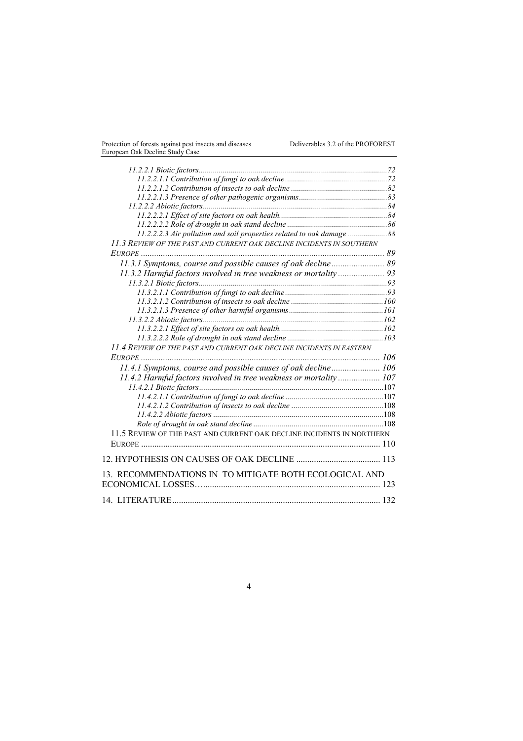*11.2.2.1 Biotic factors*......72

*11.2.2.1.1 Contribution of fungi to oak decline*......72

*11.2.2.1.2 Contribution of insects to oak decline*......82

*11.2.2.1.3 Presence of other pathogenic organisms*......83

*11.2.2.2 Abiotic factors*......84

*11.2.2.2.1 Effect of site factors on oak health*......84

*11.2.2.2.2 Role of drought in oak stand decline*......86

*11.2.2.2.3 Air pollution and soil properties related to oak damage*......88

*11.3 REVIEW OF THE PAST AND CURRENT OAK DECLINE INCIDENTS IN SOUTHERN EUROPE*......89

*11.3.1 Symptoms, course and possible causes of oak decline*......89

*11.3.2 Harmful factors involved in tree weakness or mortality*......93

*11.3.2.1 Biotic factors*......93

*11.3.2.1.1 Contribution of fungi to oak decline*......93

*11.3.2.1.2 Contribution of insects to oak decline*......100

*11.3.2.1.3 Presence of other harmful organisms*......101

*11.3.2.2 Abiotic factors*......102

*11.3.2.2.1 Effect of site factors on oak health*......102

*11.3.2.2.2 Role of drought in oak stand decline*......103

*11.4 REVIEW OF THE PAST AND CURRENT OAK DECLINE INCIDENTS IN EASTERN EUROPE*......106

*11.4.1 Symptoms, course and possible causes of oak decline*......106

*11.4.2 Harmful factors involved in tree weakness or mortality*......107

*11.4.2.1 Biotic factors*......107

*11.4.2.1.1 Contribution of fungi to oak decline*......107

*11.4.2.1.2 Contribution of insects to oak decline*......108

*11.4.2.2 Abiotic factors*......108

*Role of drought in oak stand decline*......108

11.5 REVIEW OF THE PAST AND CURRENT OAK DECLINE INCIDENTS IN NORTHERN EUROPE......110

12. HYPOTHESIS ON CAUSES OF OAK DECLINE......113

13. RECOMMENDATIONS IN TO MITIGATE BOTH ECOLOGICAL AND ECONOMICAL LOSSES......123

14. LITERATURE......132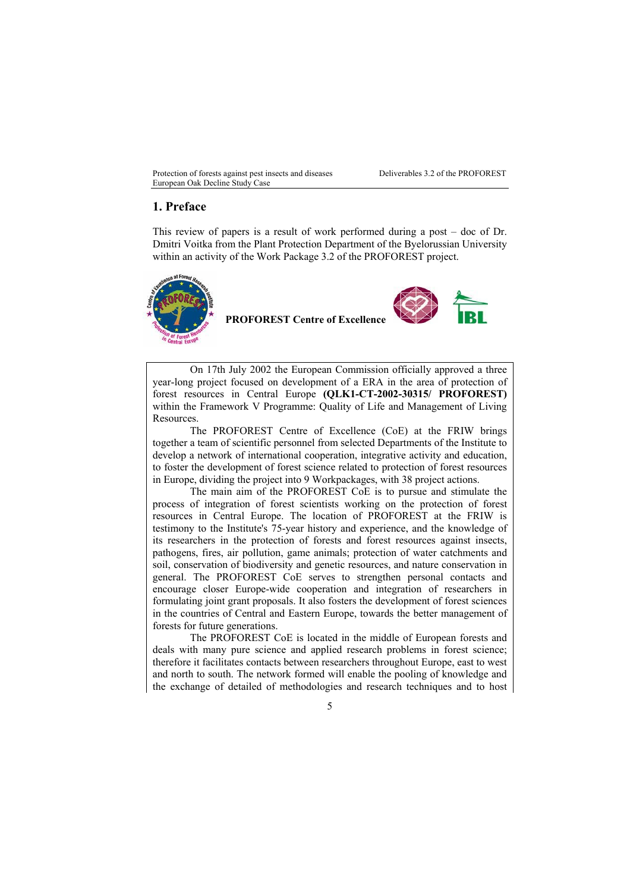# 1. Preface

This review of papers is a result of work performed during a post – doc of Dr. Dmitri Voitka from the Plant Protection Department of the Byelorussian University within an activity of the Work Package 3.2 of the PROFOREST project.

**PROFOREST Centre of Excellence**

On 17th July 2002 the European Commission officially approved a three year-long project focused on development of a ERA in the area of protection of forest resources in Central Europe **(QLK1-CT-2002-30315/ PROFOREST)** within the Framework V Programme: Quality of Life and Management of Living Resources.

The PROFOREST Centre of Excellence (CoE) at the FRIW brings together a team of scientific personnel from selected Departments of the Institute to develop a network of international cooperation, integrative activity and education, to foster the development of forest science related to protection of forest resources in Europe, dividing the project into 9 Workpackages, with 38 project actions.

The main aim of the PROFOREST CoE is to pursue and stimulate the process of integration of forest scientists working on the protection of forest resources in Central Europe. The location of PROFOREST at the FRIW is testimony to the Institute's 75-year history and experience, and the knowledge of its researchers in the protection of forests and forest resources against insects, pathogens, fires, air pollution, game animals; protection of water catchments and soil, conservation of biodiversity and genetic resources, and nature conservation in general. The PROFOREST CoE serves to strengthen personal contacts and encourage closer Europe-wide cooperation and integration of researchers in formulating joint grant proposals. It also fosters the development of forest sciences in the countries of Central and Eastern Europe, towards the better management of forests for future generations.

The PROFOREST CoE is located in the middle of European forests and deals with many pure science and applied research problems in forest science; therefore it facilitates contacts between researchers throughout Europe, east to west and north to south. The network formed will enable the pooling of knowledge and the exchange of detailed of methodologies and research techniques and to host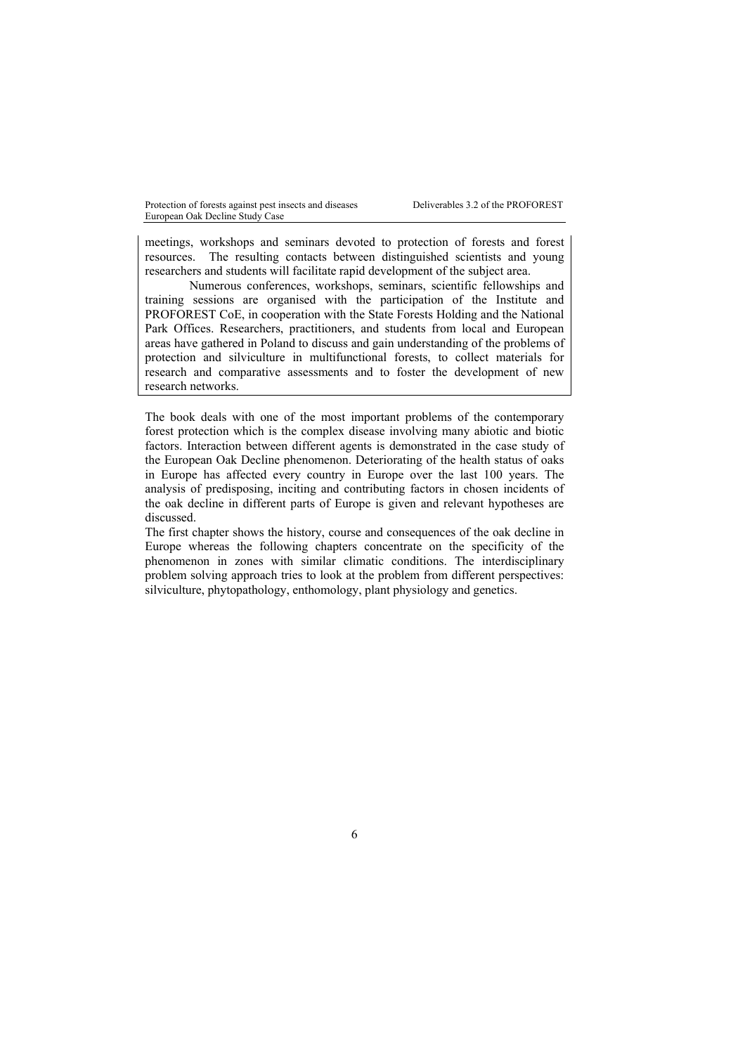meetings, workshops and seminars devoted to protection of forests and forest resources. The resulting contacts between distinguished scientists and young researchers and students will facilitate rapid development of the subject area.

Numerous conferences, workshops, seminars, scientific fellowships and training sessions are organised with the participation of the Institute and PROFOREST CoE, in cooperation with the State Forests Holding and the National Park Offices. Researchers, practitioners, and students from local and European areas have gathered in Poland to discuss and gain understanding of the problems of protection and silviculture in multifunctional forests, to collect materials for research and comparative assessments and to foster the development of new research networks.

The book deals with one of the most important problems of the contemporary forest protection which is the complex disease involving many abiotic and biotic factors. Interaction between different agents is demonstrated in the case study of the European Oak Decline phenomenon. Deteriorating of the health status of oaks in Europe has affected every country in Europe over the last 100 years. The analysis of predisposing, inciting and contributing factors in chosen incidents of the oak decline in different parts of Europe is given and relevant hypotheses are discussed.

The first chapter shows the history, course and consequences of the oak decline in Europe whereas the following chapters concentrate on the specificity of the phenomenon in zones with similar climatic conditions. The interdisciplinary problem solving approach tries to look at the problem from different perspectives: silviculture, phytopathology, enthomology, plant physiology and genetics.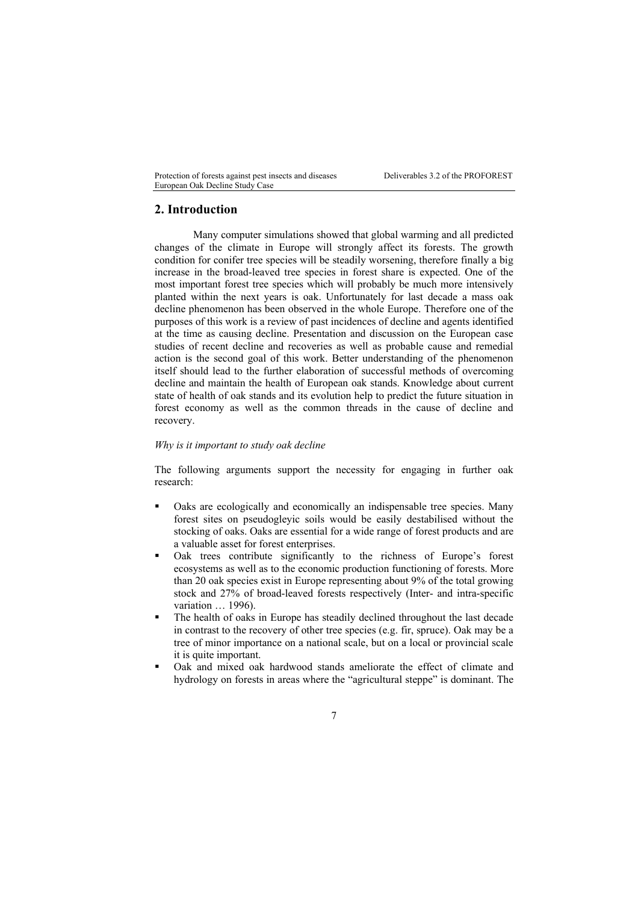## 2. Introduction

Many computer simulations showed that global warming and all predicted changes of the climate in Europe will strongly affect its forests. The growth condition for conifer tree species will be steadily worsening, therefore finally a big increase in the broad-leaved tree species in forest share is expected. One of the most important forest tree species which will probably be much more intensively planted within the next years is oak. Unfortunately for last decade a mass oak decline phenomenon has been observed in the whole Europe. Therefore one of the purposes of this work is a review of past incidences of decline and agents identified at the time as causing decline. Presentation and discussion on the European case studies of recent decline and recoveries as well as probable cause and remedial action is the second goal of this work. Better understanding of the phenomenon itself should lead to the further elaboration of successful methods of overcoming decline and maintain the health of European oak stands. Knowledge about current state of health of oak stands and its evolution help to predict the future situation in forest economy as well as the common threads in the cause of decline and recovery.

*Why is it important to study oak decline*

The following arguments support the necessity for engaging in further oak research:

- Oaks are ecologically and economically an indispensable tree species. Many forest sites on pseudogleyic soils would be easily destabilised without the stocking of oaks. Oaks are essential for a wide range of forest products and are a valuable asset for forest enterprises.
- Oak trees contribute significantly to the richness of Europe's forest ecosystems as well as to the economic production functioning of forests. More than 20 oak species exist in Europe representing about 9% of the total growing stock and 27% of broad-leaved forests respectively (Inter- and intra-specific variation … 1996).
- The health of oaks in Europe has steadily declined throughout the last decade in contrast to the recovery of other tree species (e.g. fir, spruce). Oak may be a tree of minor importance on a national scale, but on a local or provincial scale it is quite important.
- Oak and mixed oak hardwood stands ameliorate the effect of climate and hydrology on forests in areas where the "agricultural steppe" is dominant. The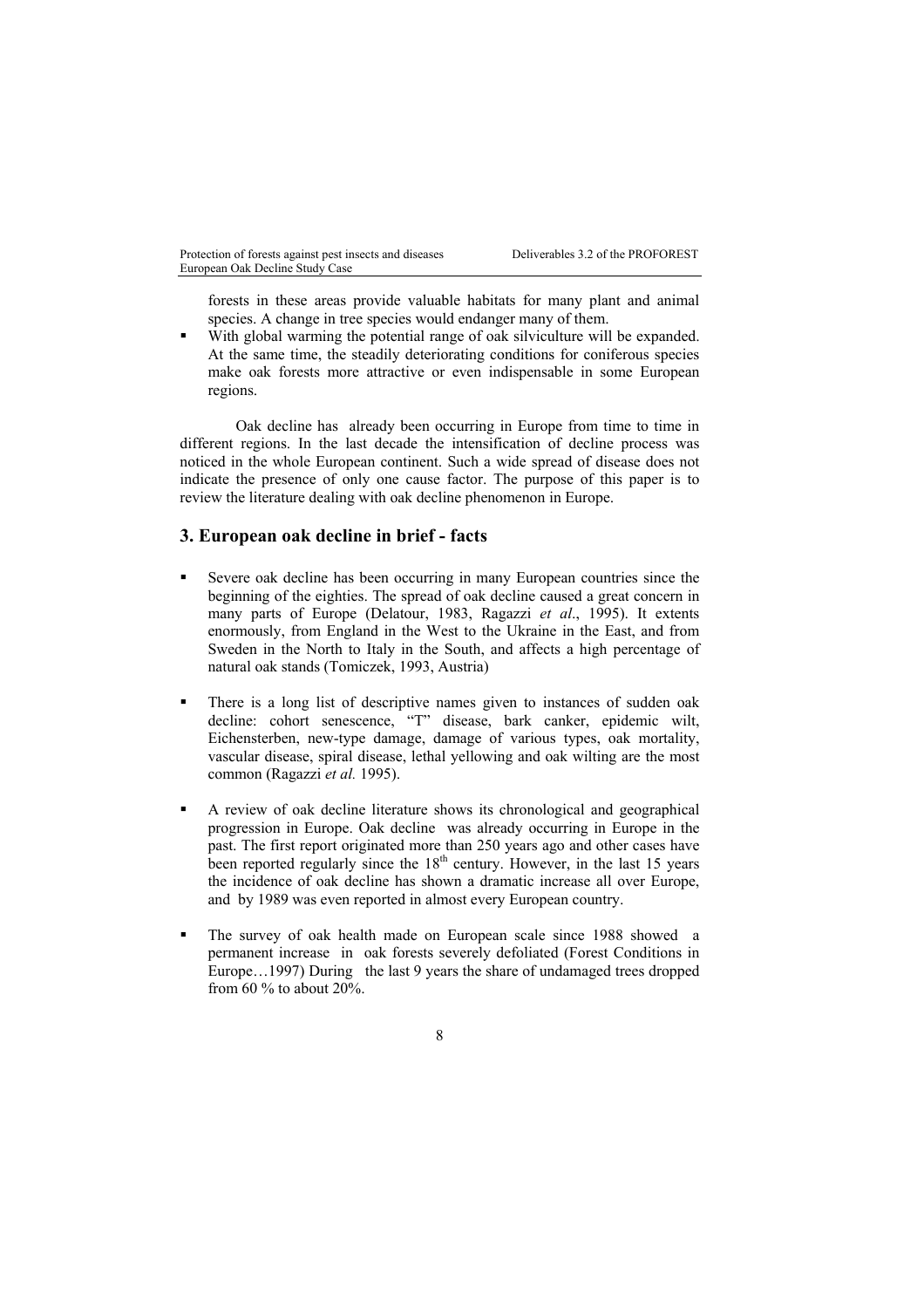forests in these areas provide valuable habitats for many plant and animal species. A change in tree species would endanger many of them.

- With global warming the potential range of oak silviculture will be expanded. At the same time, the steadily deteriorating conditions for coniferous species make oak forests more attractive or even indispensable in some European regions.

Oak decline has already been occurring in Europe from time to time in different regions. In the last decade the intensification of decline process was noticed in the whole European continent. Such a wide spread of disease does not indicate the presence of only one cause factor. The purpose of this paper is to review the literature dealing with oak decline phenomenon in Europe.

## 3. European oak decline in brief - facts

- Severe oak decline has been occurring in many European countries since the beginning of the eighties. The spread of oak decline caused a great concern in many parts of Europe (Delatour, 1983, Ragazzi *et al*., 1995). It extents enormously, from England in the West to the Ukraine in the East, and from Sweden in the North to Italy in the South, and affects a high percentage of natural oak stands (Tomiczek, 1993, Austria)

- There is a long list of descriptive names given to instances of sudden oak decline: cohort senescence, "T" disease, bark canker, epidemic wilt, Eichensterben, new-type damage, damage of various types, oak mortality, vascular disease, spiral disease, lethal yellowing and oak wilting are the most common (Ragazzi *et al.* 1995).

- A review of oak decline literature shows its chronological and geographical progression in Europe. Oak decline was already occurring in Europe in the past. The first report originated more than 250 years ago and other cases have been reported regularly since the 18th century. However, in the last 15 years the incidence of oak decline has shown a dramatic increase all over Europe, and by 1989 was even reported in almost every European country.

- The survey of oak health made on European scale since 1988 showed a permanent increase in oak forests severely defoliated (Forest Conditions in Europe…1997) During the last 9 years the share of undamaged trees dropped from 60 % to about 20%.